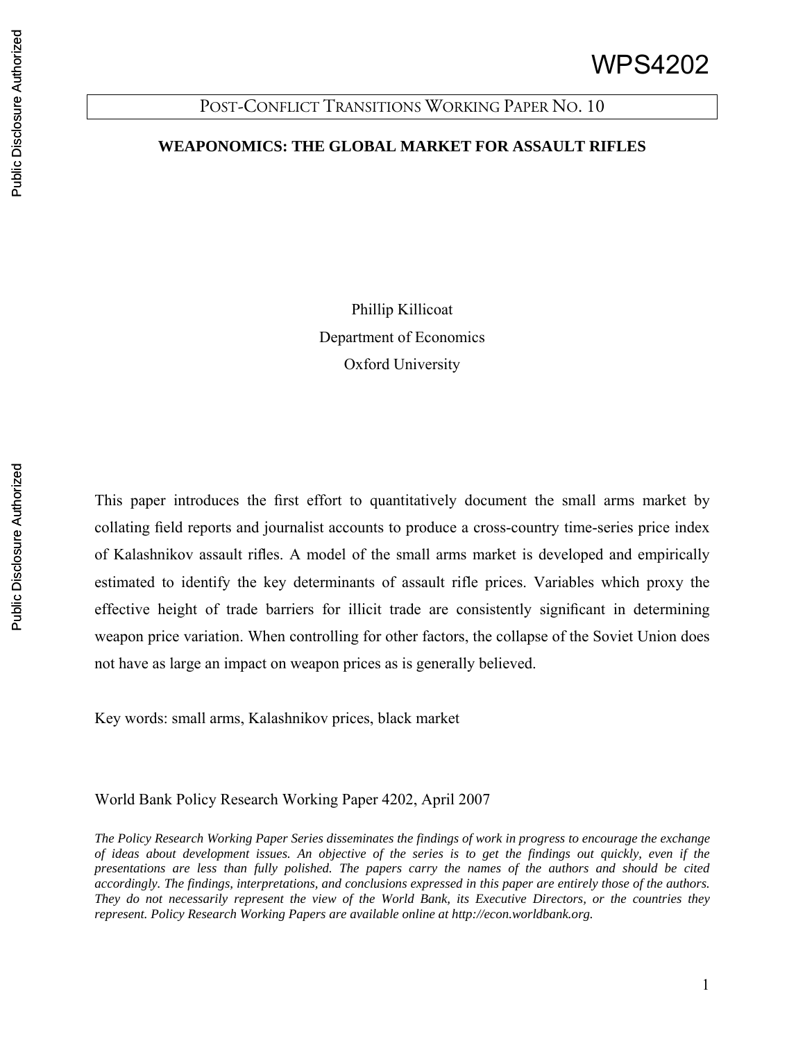WPS4202

POST-CONFLICT TRANSITIONS WORKING PAPER NO. 10

# WEAPONOMICS: THE GLOBAL MARKET FOR ASSAULT RIFLES

Phillip Killicoat
Department of Economics
Oxford University

This paper introduces the first effort to quantitatively document the small arms market by collating field reports and journalist accounts to produce a cross-country time-series price index of Kalashnikov assault rifles. A model of the small arms market is developed and empirically estimated to identify the key determinants of assault rifle prices. Variables which proxy the effective height of trade barriers for illicit trade are consistently significant in determining weapon price variation. When controlling for other factors, the collapse of the Soviet Union does not have as large an impact on weapon prices as is generally believed.

Key words: small arms, Kalashnikov prices, black market

World Bank Policy Research Working Paper 4202, April 2007

*The Policy Research Working Paper Series disseminates the findings of work in progress to encourage the exchange of ideas about development issues. An objective of the series is to get the findings out quickly, even if the presentations are less than fully polished. The papers carry the names of the authors and should be cited accordingly. The findings, interpretations, and conclusions expressed in this paper are entirely those of the authors. They do not necessarily represent the view of the World Bank, its Executive Directors, or the countries they represent. Policy Research Working Papers are available online at http://econ.worldbank.org.*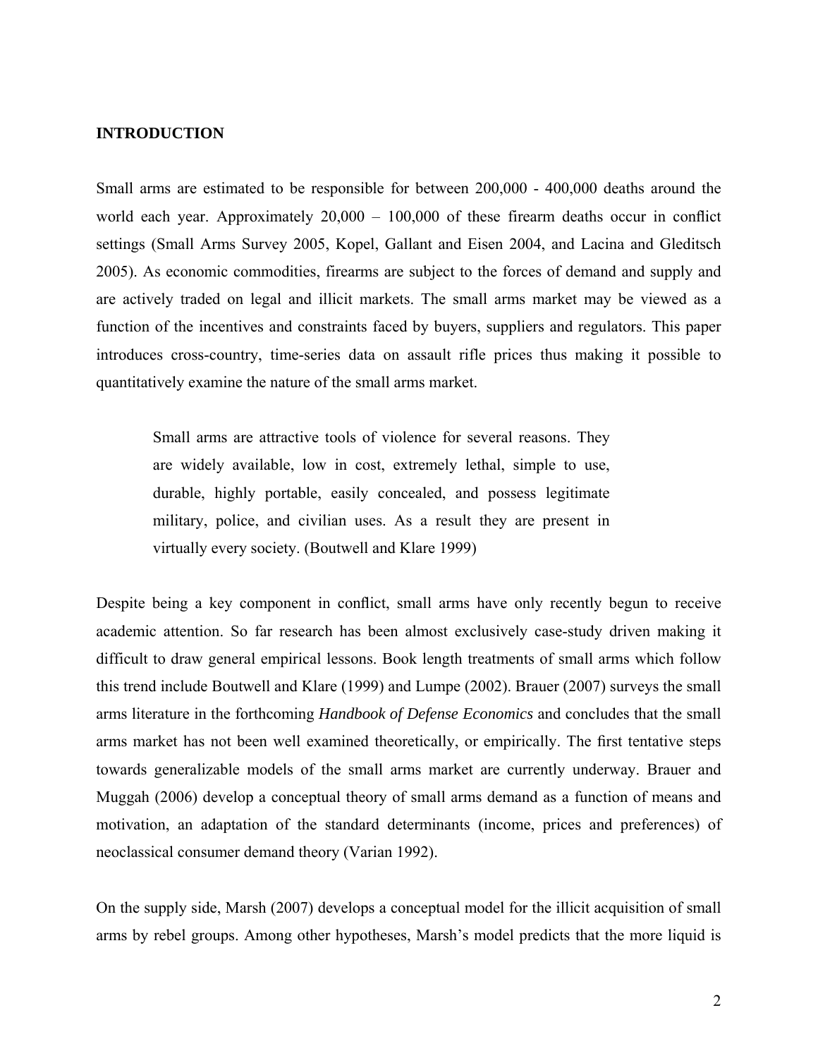## INTRODUCTION

Small arms are estimated to be responsible for between 200,000 - 400,000 deaths around the world each year. Approximately 20,000 – 100,000 of these firearm deaths occur in conflict settings (Small Arms Survey 2005, Kopel, Gallant and Eisen 2004, and Lacina and Gleditsch 2005). As economic commodities, firearms are subject to the forces of demand and supply and are actively traded on legal and illicit markets. The small arms market may be viewed as a function of the incentives and constraints faced by buyers, suppliers and regulators. This paper introduces cross-country, time-series data on assault rifle prices thus making it possible to quantitatively examine the nature of the small arms market.

> Small arms are attractive tools of violence for several reasons. They are widely available, low in cost, extremely lethal, simple to use, durable, highly portable, easily concealed, and possess legitimate military, police, and civilian uses. As a result they are present in virtually every society. (Boutwell and Klare 1999)

Despite being a key component in conflict, small arms have only recently begun to receive academic attention. So far research has been almost exclusively case-study driven making it difficult to draw general empirical lessons. Book length treatments of small arms which follow this trend include Boutwell and Klare (1999) and Lumpe (2002). Brauer (2007) surveys the small arms literature in the forthcoming *Handbook of Defense Economics* and concludes that the small arms market has not been well examined theoretically, or empirically. The first tentative steps towards generalizable models of the small arms market are currently underway. Brauer and Muggah (2006) develop a conceptual theory of small arms demand as a function of means and motivation, an adaptation of the standard determinants (income, prices and preferences) of neoclassical consumer demand theory (Varian 1992).

On the supply side, Marsh (2007) develops a conceptual model for the illicit acquisition of small arms by rebel groups. Among other hypotheses, Marsh's model predicts that the more liquid is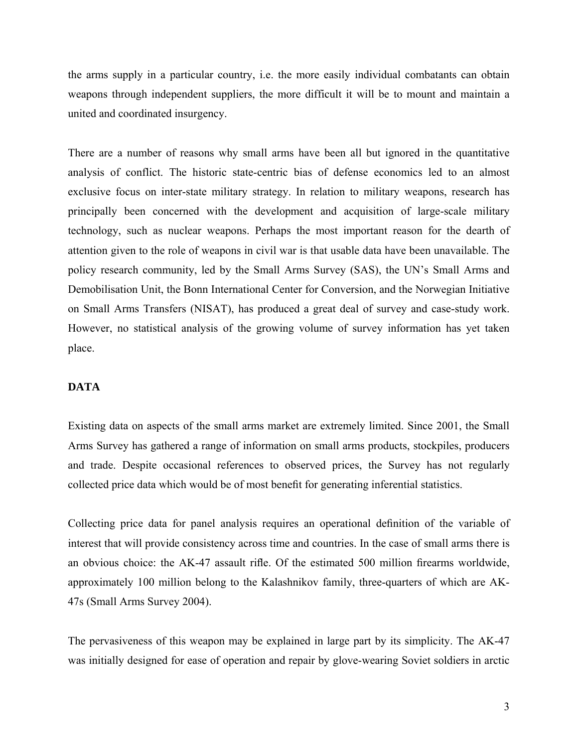the arms supply in a particular country, i.e. the more easily individual combatants can obtain weapons through independent suppliers, the more difficult it will be to mount and maintain a united and coordinated insurgency.

There are a number of reasons why small arms have been all but ignored in the quantitative analysis of conflict. The historic state-centric bias of defense economics led to an almost exclusive focus on inter-state military strategy. In relation to military weapons, research has principally been concerned with the development and acquisition of large-scale military technology, such as nuclear weapons. Perhaps the most important reason for the dearth of attention given to the role of weapons in civil war is that usable data have been unavailable. The policy research community, led by the Small Arms Survey (SAS), the UN's Small Arms and Demobilisation Unit, the Bonn International Center for Conversion, and the Norwegian Initiative on Small Arms Transfers (NISAT), has produced a great deal of survey and case-study work. However, no statistical analysis of the growing volume of survey information has yet taken place.

## DATA

Existing data on aspects of the small arms market are extremely limited. Since 2001, the Small Arms Survey has gathered a range of information on small arms products, stockpiles, producers and trade. Despite occasional references to observed prices, the Survey has not regularly collected price data which would be of most benefit for generating inferential statistics.

Collecting price data for panel analysis requires an operational definition of the variable of interest that will provide consistency across time and countries. In the case of small arms there is an obvious choice: the AK-47 assault rifle. Of the estimated 500 million firearms worldwide, approximately 100 million belong to the Kalashnikov family, three-quarters of which are AK-47s (Small Arms Survey 2004).

The pervasiveness of this weapon may be explained in large part by its simplicity. The AK-47 was initially designed for ease of operation and repair by glove-wearing Soviet soldiers in arctic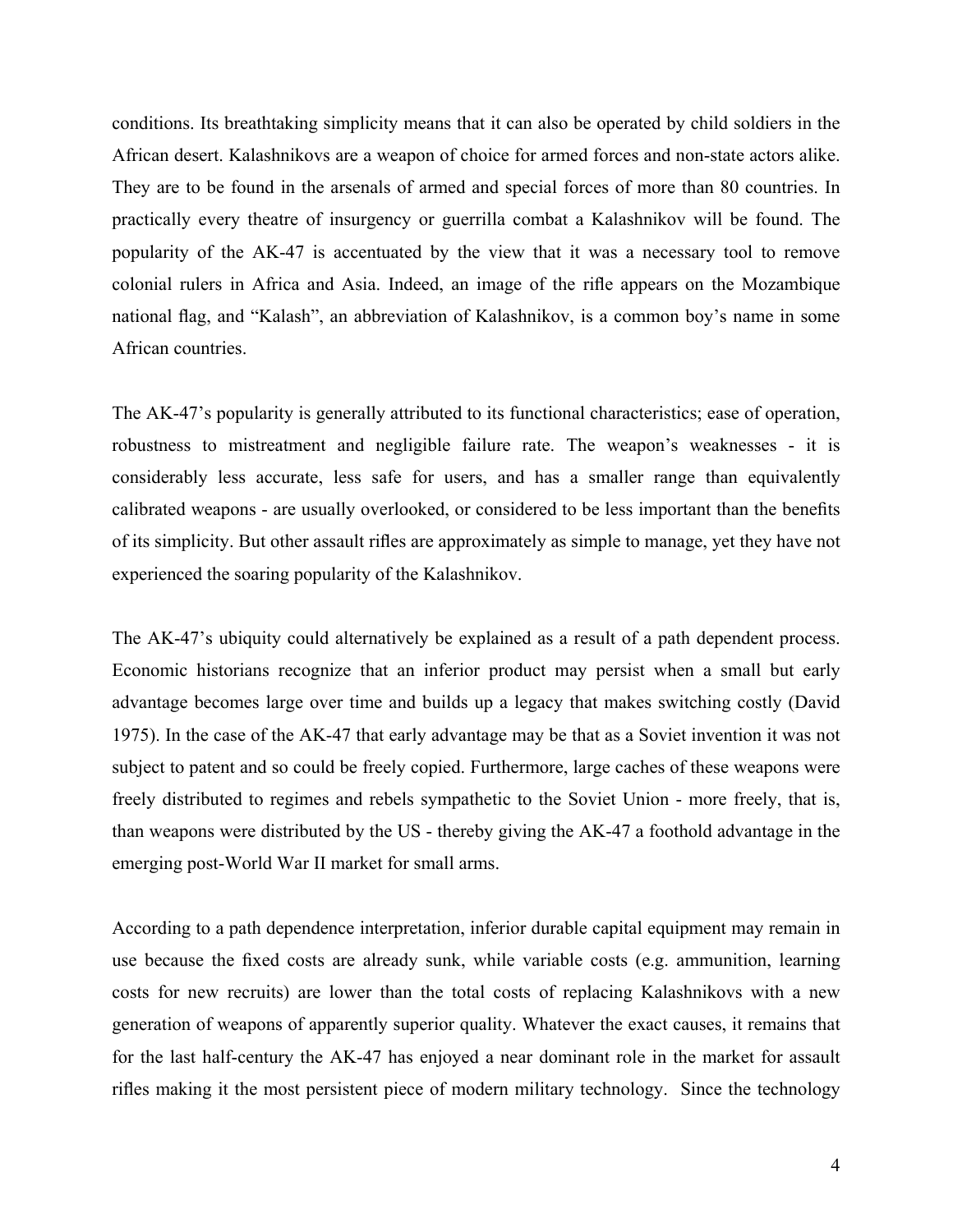conditions. Its breathtaking simplicity means that it can also be operated by child soldiers in the African desert. Kalashnikovs are a weapon of choice for armed forces and non-state actors alike. They are to be found in the arsenals of armed and special forces of more than 80 countries. In practically every theatre of insurgency or guerrilla combat a Kalashnikov will be found. The popularity of the AK-47 is accentuated by the view that it was a necessary tool to remove colonial rulers in Africa and Asia. Indeed, an image of the rifle appears on the Mozambique national flag, and "Kalash", an abbreviation of Kalashnikov, is a common boy's name in some African countries.

The AK-47's popularity is generally attributed to its functional characteristics; ease of operation, robustness to mistreatment and negligible failure rate. The weapon's weaknesses - it is considerably less accurate, less safe for users, and has a smaller range than equivalently calibrated weapons - are usually overlooked, or considered to be less important than the benefits of its simplicity. But other assault rifles are approximately as simple to manage, yet they have not experienced the soaring popularity of the Kalashnikov.

The AK-47's ubiquity could alternatively be explained as a result of a path dependent process. Economic historians recognize that an inferior product may persist when a small but early advantage becomes large over time and builds up a legacy that makes switching costly (David 1975). In the case of the AK-47 that early advantage may be that as a Soviet invention it was not subject to patent and so could be freely copied. Furthermore, large caches of these weapons were freely distributed to regimes and rebels sympathetic to the Soviet Union - more freely, that is, than weapons were distributed by the US - thereby giving the AK-47 a foothold advantage in the emerging post-World War II market for small arms.

According to a path dependence interpretation, inferior durable capital equipment may remain in use because the fixed costs are already sunk, while variable costs (e.g. ammunition, learning costs for new recruits) are lower than the total costs of replacing Kalashnikovs with a new generation of weapons of apparently superior quality. Whatever the exact causes, it remains that for the last half-century the AK-47 has enjoyed a near dominant role in the market for assault rifles making it the most persistent piece of modern military technology. Since the technology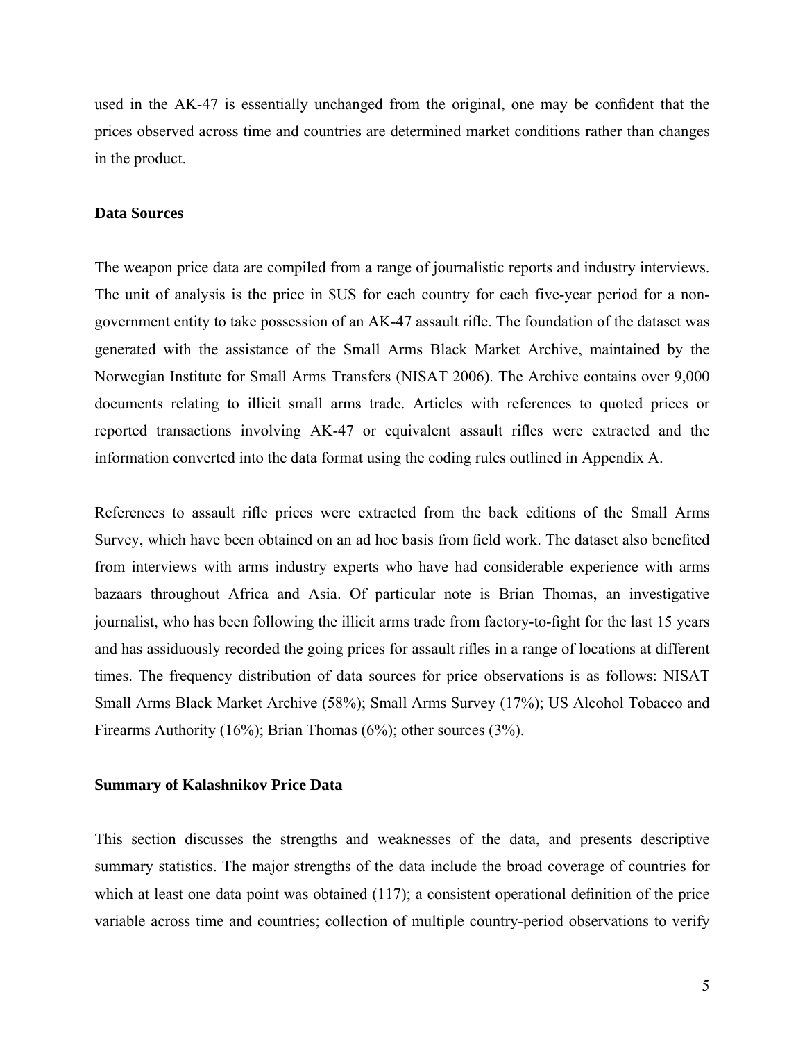used in the AK-47 is essentially unchanged from the original, one may be confident that the prices observed across time and countries are determined market conditions rather than changes in the product.

**Data Sources**

The weapon price data are compiled from a range of journalistic reports and industry interviews. The unit of analysis is the price in $US for each country for each five-year period for a non-government entity to take possession of an AK-47 assault rifle. The foundation of the dataset was generated with the assistance of the Small Arms Black Market Archive, maintained by the Norwegian Institute for Small Arms Transfers (NISAT 2006). The Archive contains over 9,000 documents relating to illicit small arms trade. Articles with references to quoted prices or reported transactions involving AK-47 or equivalent assault rifles were extracted and the information converted into the data format using the coding rules outlined in Appendix A.

References to assault rifle prices were extracted from the back editions of the Small Arms Survey, which have been obtained on an ad hoc basis from field work. The dataset also benefited from interviews with arms industry experts who have had considerable experience with arms bazaars throughout Africa and Asia. Of particular note is Brian Thomas, an investigative journalist, who has been following the illicit arms trade from factory-to-fight for the last 15 years and has assiduously recorded the going prices for assault rifles in a range of locations at different times. The frequency distribution of data sources for price observations is as follows: NISAT Small Arms Black Market Archive (58%); Small Arms Survey (17%); US Alcohol Tobacco and Firearms Authority (16%); Brian Thomas (6%); other sources (3%).

**Summary of Kalashnikov Price Data**

This section discusses the strengths and weaknesses of the data, and presents descriptive summary statistics. The major strengths of the data include the broad coverage of countries for which at least one data point was obtained (117); a consistent operational definition of the price variable across time and countries; collection of multiple country-period observations to verify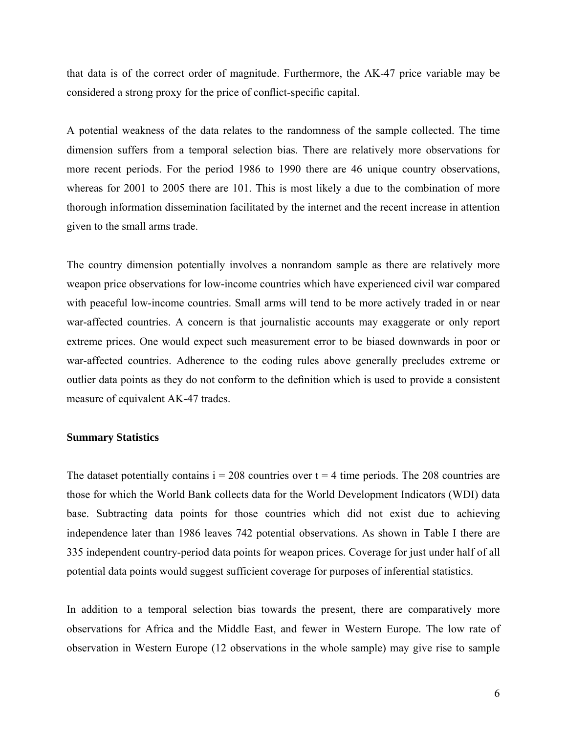that data is of the correct order of magnitude. Furthermore, the AK-47 price variable may be considered a strong proxy for the price of conflict-specific capital.

A potential weakness of the data relates to the randomness of the sample collected. The time dimension suffers from a temporal selection bias. There are relatively more observations for more recent periods. For the period 1986 to 1990 there are 46 unique country observations, whereas for 2001 to 2005 there are 101. This is most likely a due to the combination of more thorough information dissemination facilitated by the internet and the recent increase in attention given to the small arms trade.

The country dimension potentially involves a nonrandom sample as there are relatively more weapon price observations for low-income countries which have experienced civil war compared with peaceful low-income countries. Small arms will tend to be more actively traded in or near war-affected countries. A concern is that journalistic accounts may exaggerate or only report extreme prices. One would expect such measurement error to be biased downwards in poor or war-affected countries. Adherence to the coding rules above generally precludes extreme or outlier data points as they do not conform to the definition which is used to provide a consistent measure of equivalent AK-47 trades.

**Summary Statistics**

The dataset potentially contains $i = 208$ countries over $t = 4$ time periods. The 208 countries are those for which the World Bank collects data for the World Development Indicators (WDI) data base. Subtracting data points for those countries which did not exist due to achieving independence later than 1986 leaves 742 potential observations. As shown in Table I there are 335 independent country-period data points for weapon prices. Coverage for just under half of all potential data points would suggest sufficient coverage for purposes of inferential statistics.

In addition to a temporal selection bias towards the present, there are comparatively more observations for Africa and the Middle East, and fewer in Western Europe. The low rate of observation in Western Europe (12 observations in the whole sample) may give rise to sample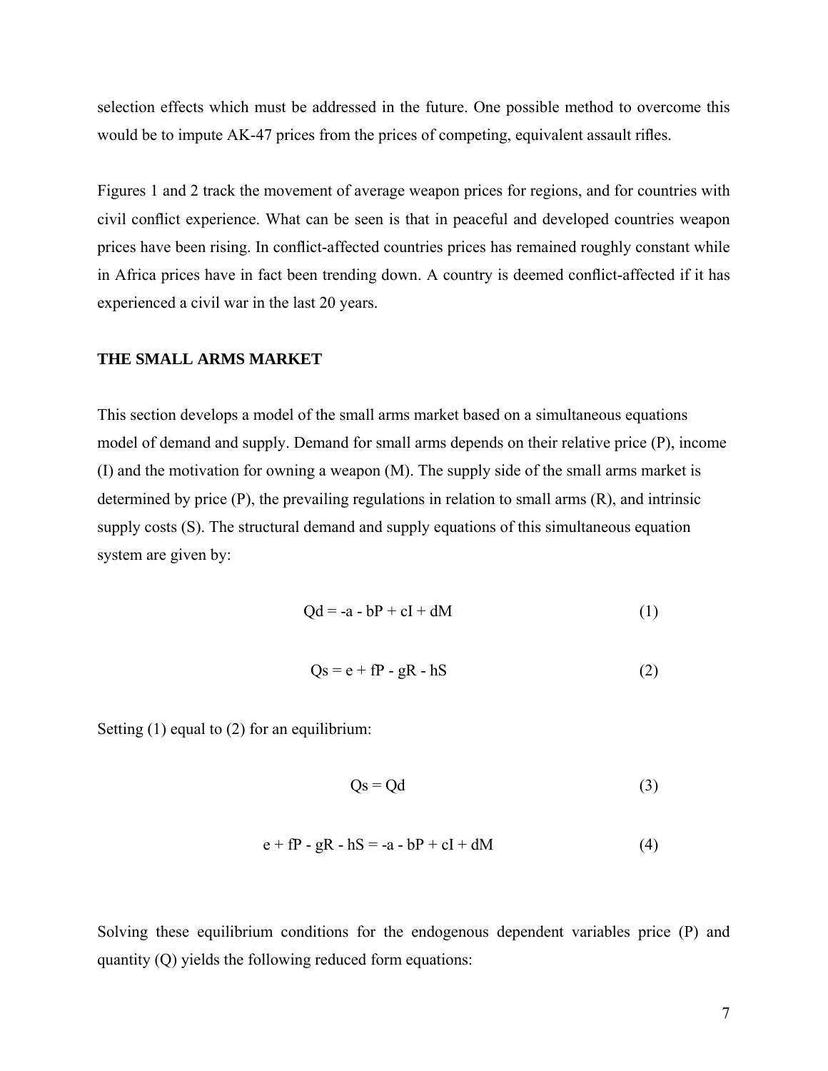selection effects which must be addressed in the future. One possible method to overcome this would be to impute AK-47 prices from the prices of competing, equivalent assault rifles.

Figures 1 and 2 track the movement of average weapon prices for regions, and for countries with civil conflict experience. What can be seen is that in peaceful and developed countries weapon prices have been rising. In conflict-affected countries prices has remained roughly constant while in Africa prices have in fact been trending down. A country is deemed conflict-affected if it has experienced a civil war in the last 20 years.

## THE SMALL ARMS MARKET

This section develops a model of the small arms market based on a simultaneous equations model of demand and supply. Demand for small arms depends on their relative price (P), income (I) and the motivation for owning a weapon (M). The supply side of the small arms market is determined by price (P), the prevailing regulations in relation to small arms (R), and intrinsic supply costs (S). The structural demand and supply equations of this simultaneous equation system are given by:

$$Qd = -a - bP + cI + dM \tag{1}$$

$$Qs = e + fP - gR - hS \tag{2}$$

Setting (1) equal to (2) for an equilibrium:

$$Qs = Qd \tag{3}$$

$$e + fP - gR - hS = -a - bP + cI + dM \tag{4}$$

Solving these equilibrium conditions for the endogenous dependent variables price (P) and quantity (Q) yields the following reduced form equations: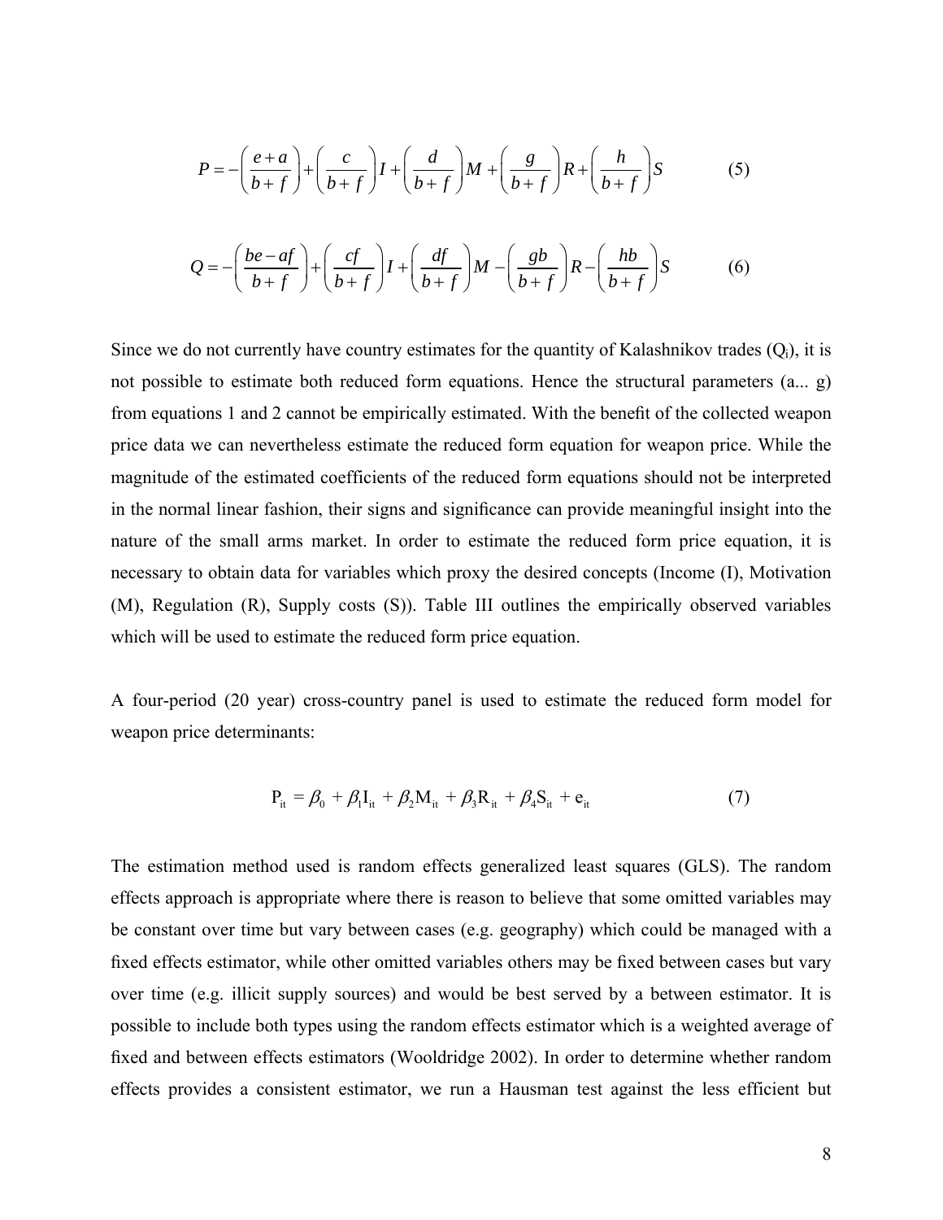$$P = -\left(\frac{e+a}{b+f}\right) + \left(\frac{c}{b+f}\right)I + \left(\frac{d}{b+f}\right)M + \left(\frac{g}{b+f}\right)R + \left(\frac{h}{b+f}\right)S \tag{5}$$

$$Q = -\left(\frac{be-af}{b+f}\right) + \left(\frac{cf}{b+f}\right)I + \left(\frac{df}{b+f}\right)M - \left(\frac{gb}{b+f}\right)R - \left(\frac{hb}{b+f}\right)S \tag{6}$$

Since we do not currently have country estimates for the quantity of Kalashnikov trades ($Q_i$), it is not possible to estimate both reduced form equations. Hence the structural parameters (a... g) from equations 1 and 2 cannot be empirically estimated. With the benefit of the collected weapon price data we can nevertheless estimate the reduced form equation for weapon price. While the magnitude of the estimated coefficients of the reduced form equations should not be interpreted in the normal linear fashion, their signs and significance can provide meaningful insight into the nature of the small arms market. In order to estimate the reduced form price equation, it is necessary to obtain data for variables which proxy the desired concepts (Income (I), Motivation (M), Regulation (R), Supply costs (S)). Table III outlines the empirically observed variables which will be used to estimate the reduced form price equation.

A four-period (20 year) cross-country panel is used to estimate the reduced form model for weapon price determinants:

$$P_{it} = \beta_0 + \beta_1 I_{it} + \beta_2 M_{it} + \beta_3 R_{it} + \beta_4 S_{it} + e_{it} \tag{7}$$

The estimation method used is random effects generalized least squares (GLS). The random effects approach is appropriate where there is reason to believe that some omitted variables may be constant over time but vary between cases (e.g. geography) which could be managed with a fixed effects estimator, while other omitted variables others may be fixed between cases but vary over time (e.g. illicit supply sources) and would be best served by a between estimator. It is possible to include both types using the random effects estimator which is a weighted average of fixed and between effects estimators (Wooldridge 2002). In order to determine whether random effects provides a consistent estimator, we run a Hausman test against the less efficient but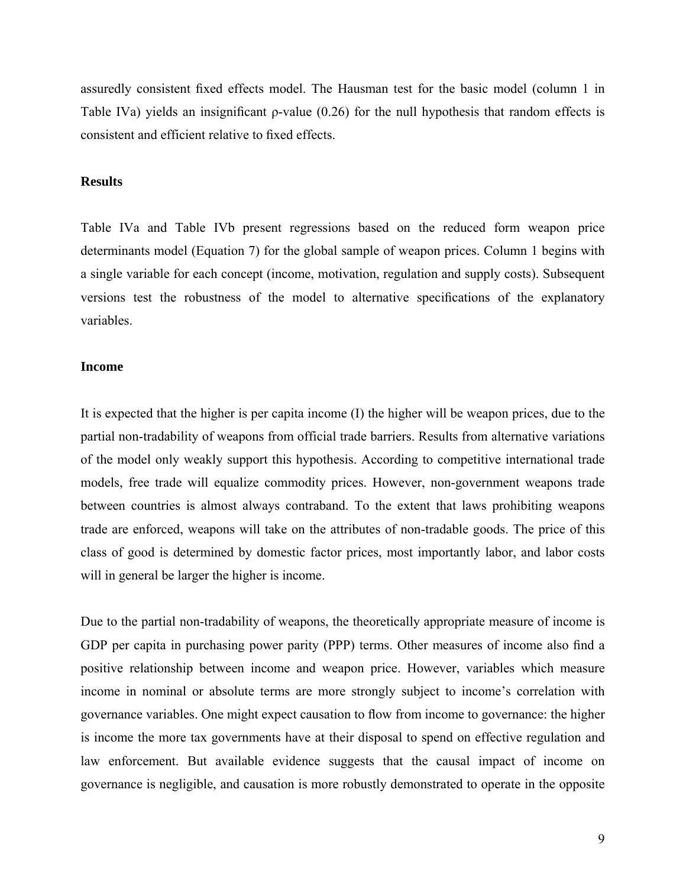assuredly consistent fixed effects model. The Hausman test for the basic model (column 1 in Table IVa) yields an insignificant ρ-value (0.26) for the null hypothesis that random effects is consistent and efficient relative to fixed effects.

### Results

Table IVa and Table IVb present regressions based on the reduced form weapon price determinants model (Equation 7) for the global sample of weapon prices. Column 1 begins with a single variable for each concept (income, motivation, regulation and supply costs). Subsequent versions test the robustness of the model to alternative specifications of the explanatory variables.

### Income

It is expected that the higher is per capita income (I) the higher will be weapon prices, due to the partial non-tradability of weapons from official trade barriers. Results from alternative variations of the model only weakly support this hypothesis. According to competitive international trade models, free trade will equalize commodity prices. However, non-government weapons trade between countries is almost always contraband. To the extent that laws prohibiting weapons trade are enforced, weapons will take on the attributes of non-tradable goods. The price of this class of good is determined by domestic factor prices, most importantly labor, and labor costs will in general be larger the higher is income.

Due to the partial non-tradability of weapons, the theoretically appropriate measure of income is GDP per capita in purchasing power parity (PPP) terms. Other measures of income also find a positive relationship between income and weapon price. However, variables which measure income in nominal or absolute terms are more strongly subject to income's correlation with governance variables. One might expect causation to flow from income to governance: the higher is income the more tax governments have at their disposal to spend on effective regulation and law enforcement. But available evidence suggests that the causal impact of income on governance is negligible, and causation is more robustly demonstrated to operate in the opposite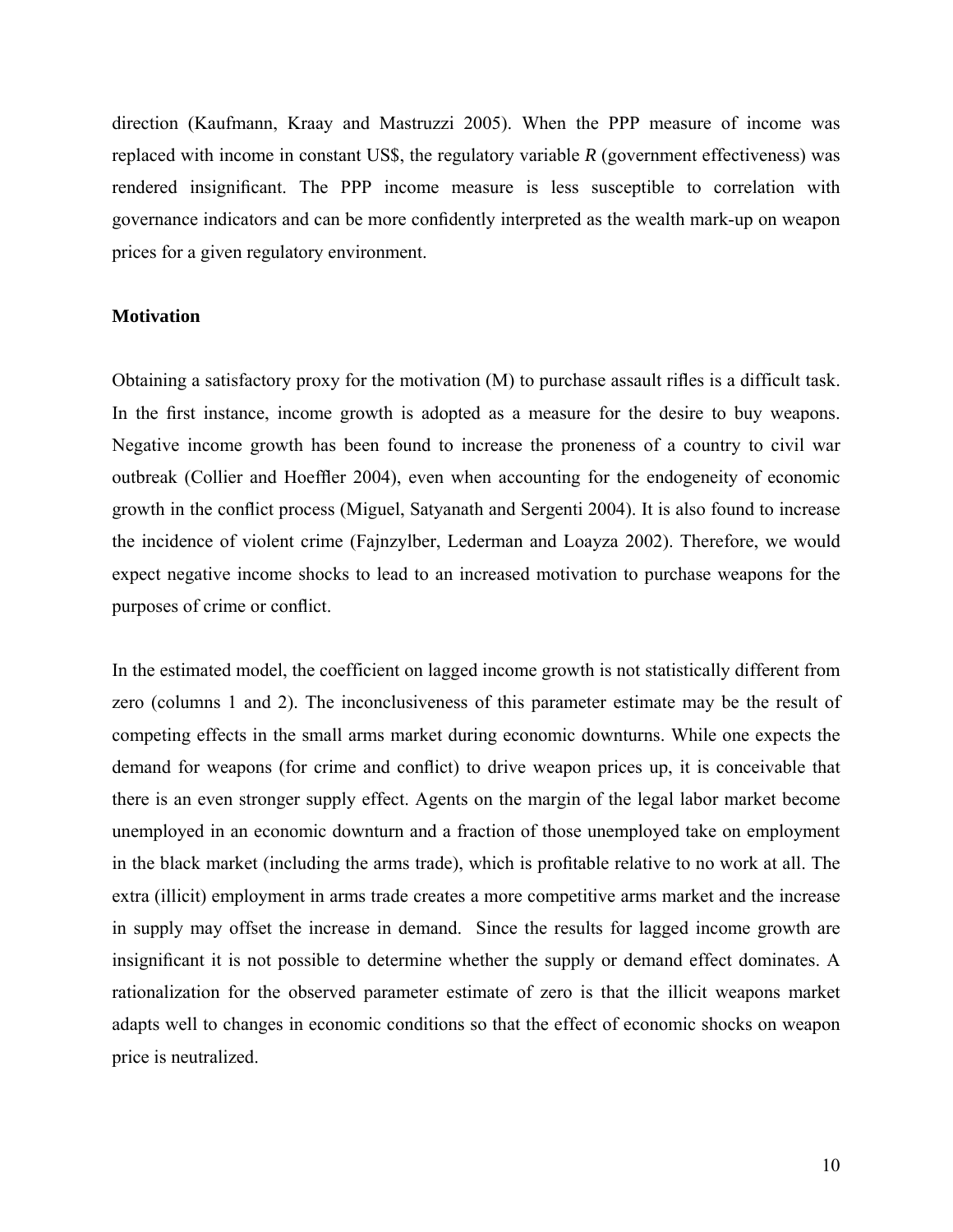direction (Kaufmann, Kraay and Mastruzzi 2005). When the PPP measure of income was replaced with income in constant US$, the regulatory variable *R* (government effectiveness) was rendered insignificant. The PPP income measure is less susceptible to correlation with governance indicators and can be more confidently interpreted as the wealth mark-up on weapon prices for a given regulatory environment.

**Motivation**

Obtaining a satisfactory proxy for the motivation (M) to purchase assault rifles is a difficult task. In the first instance, income growth is adopted as a measure for the desire to buy weapons. Negative income growth has been found to increase the proneness of a country to civil war outbreak (Collier and Hoeffler 2004), even when accounting for the endogeneity of economic growth in the conflict process (Miguel, Satyanath and Sergenti 2004). It is also found to increase the incidence of violent crime (Fajnzylber, Lederman and Loayza 2002). Therefore, we would expect negative income shocks to lead to an increased motivation to purchase weapons for the purposes of crime or conflict.

In the estimated model, the coefficient on lagged income growth is not statistically different from zero (columns 1 and 2). The inconclusiveness of this parameter estimate may be the result of competing effects in the small arms market during economic downturns. While one expects the demand for weapons (for crime and conflict) to drive weapon prices up, it is conceivable that there is an even stronger supply effect. Agents on the margin of the legal labor market become unemployed in an economic downturn and a fraction of those unemployed take on employment in the black market (including the arms trade), which is profitable relative to no work at all. The extra (illicit) employment in arms trade creates a more competitive arms market and the increase in supply may offset the increase in demand. Since the results for lagged income growth are insignificant it is not possible to determine whether the supply or demand effect dominates. A rationalization for the observed parameter estimate of zero is that the illicit weapons market adapts well to changes in economic conditions so that the effect of economic shocks on weapon price is neutralized.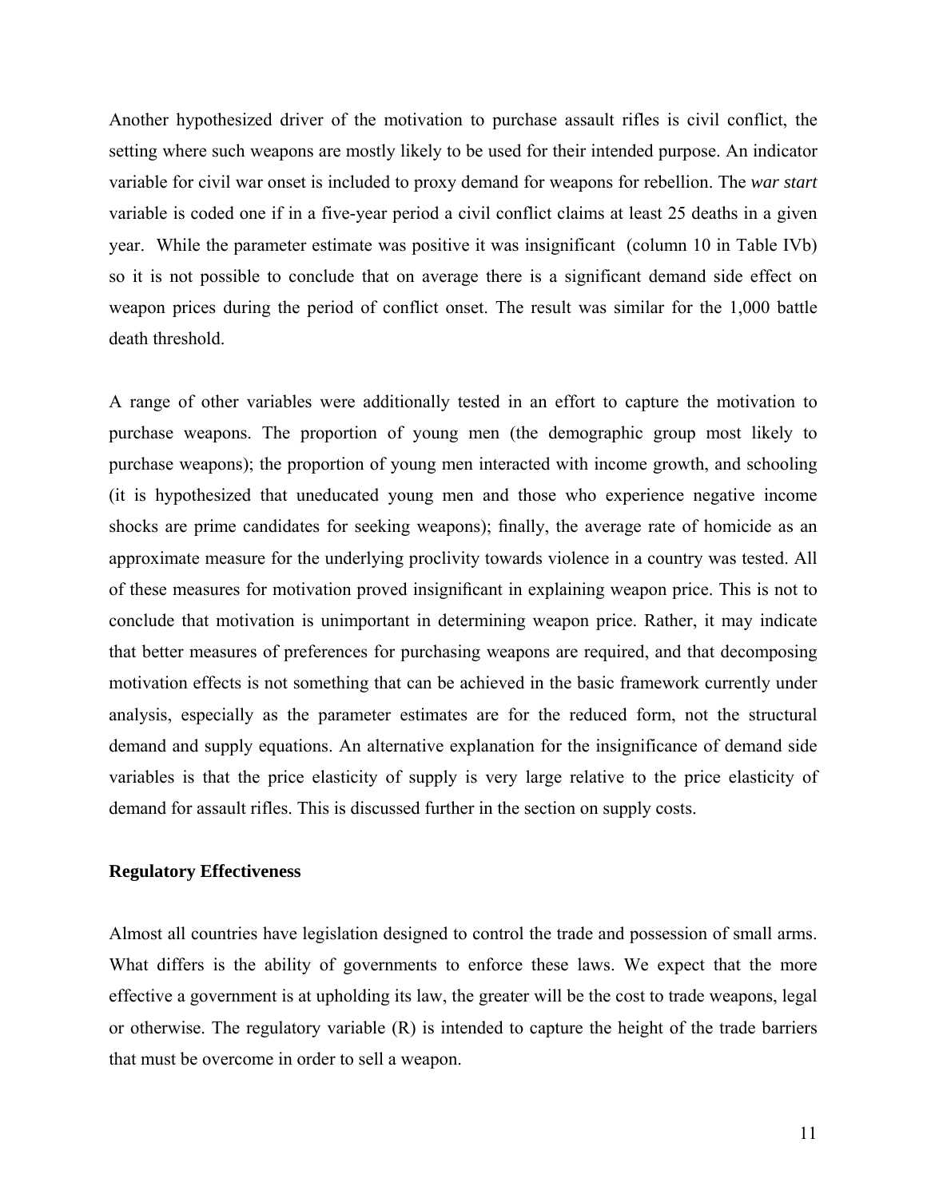Another hypothesized driver of the motivation to purchase assault rifles is civil conflict, the setting where such weapons are mostly likely to be used for their intended purpose. An indicator variable for civil war onset is included to proxy demand for weapons for rebellion. The *war start* variable is coded one if in a five-year period a civil conflict claims at least 25 deaths in a given year. While the parameter estimate was positive it was insignificant (column 10 in Table IVb) so it is not possible to conclude that on average there is a significant demand side effect on weapon prices during the period of conflict onset. The result was similar for the 1,000 battle death threshold.

A range of other variables were additionally tested in an effort to capture the motivation to purchase weapons. The proportion of young men (the demographic group most likely to purchase weapons); the proportion of young men interacted with income growth, and schooling (it is hypothesized that uneducated young men and those who experience negative income shocks are prime candidates for seeking weapons); finally, the average rate of homicide as an approximate measure for the underlying proclivity towards violence in a country was tested. All of these measures for motivation proved insignificant in explaining weapon price. This is not to conclude that motivation is unimportant in determining weapon price. Rather, it may indicate that better measures of preferences for purchasing weapons are required, and that decomposing motivation effects is not something that can be achieved in the basic framework currently under analysis, especially as the parameter estimates are for the reduced form, not the structural demand and supply equations. An alternative explanation for the insignificance of demand side variables is that the price elasticity of supply is very large relative to the price elasticity of demand for assault rifles. This is discussed further in the section on supply costs.

**Regulatory Effectiveness**

Almost all countries have legislation designed to control the trade and possession of small arms. What differs is the ability of governments to enforce these laws. We expect that the more effective a government is at upholding its law, the greater will be the cost to trade weapons, legal or otherwise. The regulatory variable (R) is intended to capture the height of the trade barriers that must be overcome in order to sell a weapon.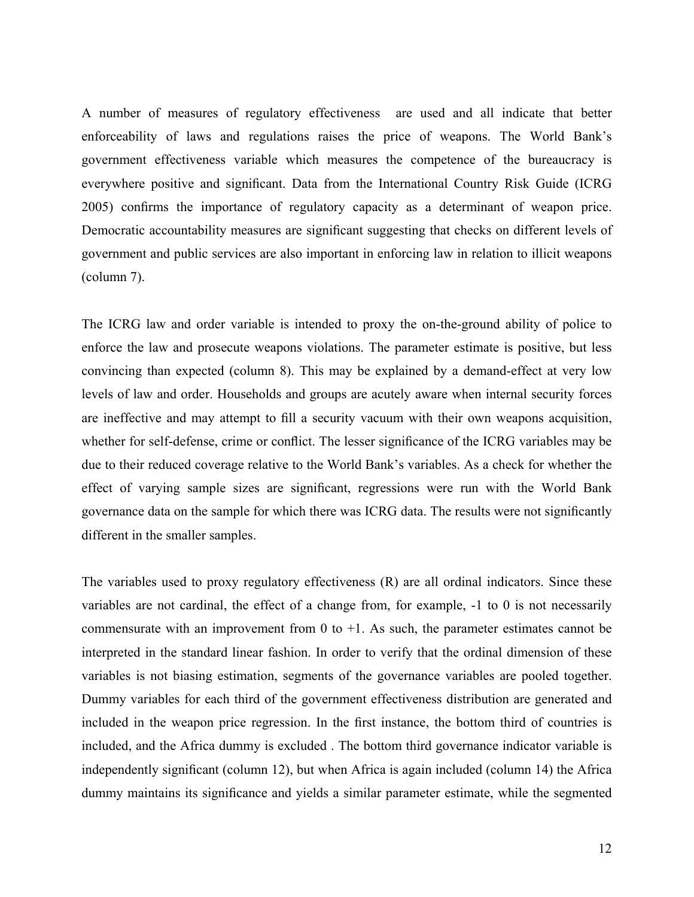A number of measures of regulatory effectiveness  are used and all indicate that better enforceability of laws and regulations raises the price of weapons. The World Bank's government effectiveness variable which measures the competence of the bureaucracy is everywhere positive and significant. Data from the International Country Risk Guide (ICRG 2005) confirms the importance of regulatory capacity as a determinant of weapon price. Democratic accountability measures are significant suggesting that checks on different levels of government and public services are also important in enforcing law in relation to illicit weapons (column 7).

The ICRG law and order variable is intended to proxy the on-the-ground ability of police to enforce the law and prosecute weapons violations. The parameter estimate is positive, but less convincing than expected (column 8). This may be explained by a demand-effect at very low levels of law and order. Households and groups are acutely aware when internal security forces are ineffective and may attempt to fill a security vacuum with their own weapons acquisition, whether for self-defense, crime or conflict. The lesser significance of the ICRG variables may be due to their reduced coverage relative to the World Bank's variables. As a check for whether the effect of varying sample sizes are significant, regressions were run with the World Bank governance data on the sample for which there was ICRG data. The results were not significantly different in the smaller samples.

The variables used to proxy regulatory effectiveness (R) are all ordinal indicators. Since these variables are not cardinal, the effect of a change from, for example, -1 to 0 is not necessarily commensurate with an improvement from 0 to +1. As such, the parameter estimates cannot be interpreted in the standard linear fashion. In order to verify that the ordinal dimension of these variables is not biasing estimation, segments of the governance variables are pooled together. Dummy variables for each third of the government effectiveness distribution are generated and included in the weapon price regression. In the first instance, the bottom third of countries is included, and the Africa dummy is excluded . The bottom third governance indicator variable is independently significant (column 12), but when Africa is again included (column 14) the Africa dummy maintains its significance and yields a similar parameter estimate, while the segmented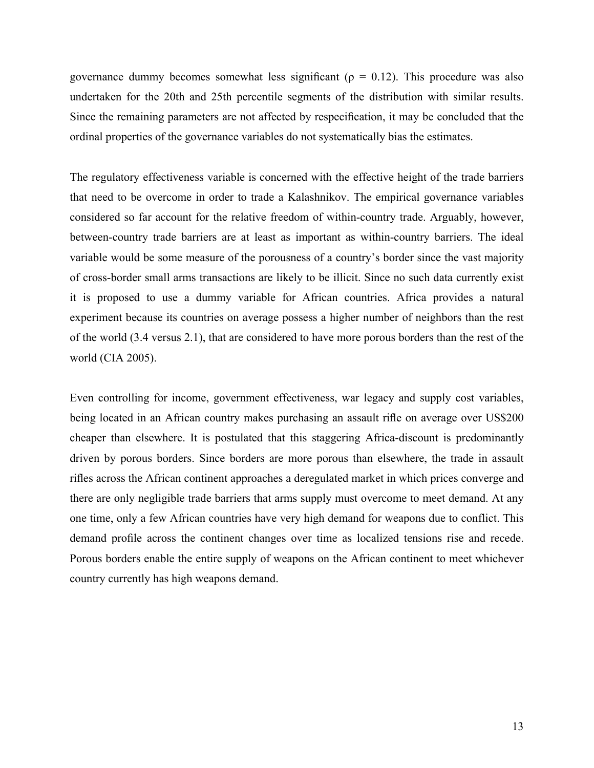governance dummy becomes somewhat less significant ($\rho = 0.12$). This procedure was also undertaken for the 20th and 25th percentile segments of the distribution with similar results. Since the remaining parameters are not affected by respecification, it may be concluded that the ordinal properties of the governance variables do not systematically bias the estimates.

The regulatory effectiveness variable is concerned with the effective height of the trade barriers that need to be overcome in order to trade a Kalashnikov. The empirical governance variables considered so far account for the relative freedom of within-country trade. Arguably, however, between-country trade barriers are at least as important as within-country barriers. The ideal variable would be some measure of the porousness of a country's border since the vast majority of cross-border small arms transactions are likely to be illicit. Since no such data currently exist it is proposed to use a dummy variable for African countries. Africa provides a natural experiment because its countries on average possess a higher number of neighbors than the rest of the world (3.4 versus 2.1), that are considered to have more porous borders than the rest of the world (CIA 2005).

Even controlling for income, government effectiveness, war legacy and supply cost variables, being located in an African country makes purchasing an assault rifle on average over US$200 cheaper than elsewhere. It is postulated that this staggering Africa-discount is predominantly driven by porous borders. Since borders are more porous than elsewhere, the trade in assault rifles across the African continent approaches a deregulated market in which prices converge and there are only negligible trade barriers that arms supply must overcome to meet demand. At any one time, only a few African countries have very high demand for weapons due to conflict. This demand profile across the continent changes over time as localized tensions rise and recede. Porous borders enable the entire supply of weapons on the African continent to meet whichever country currently has high weapons demand.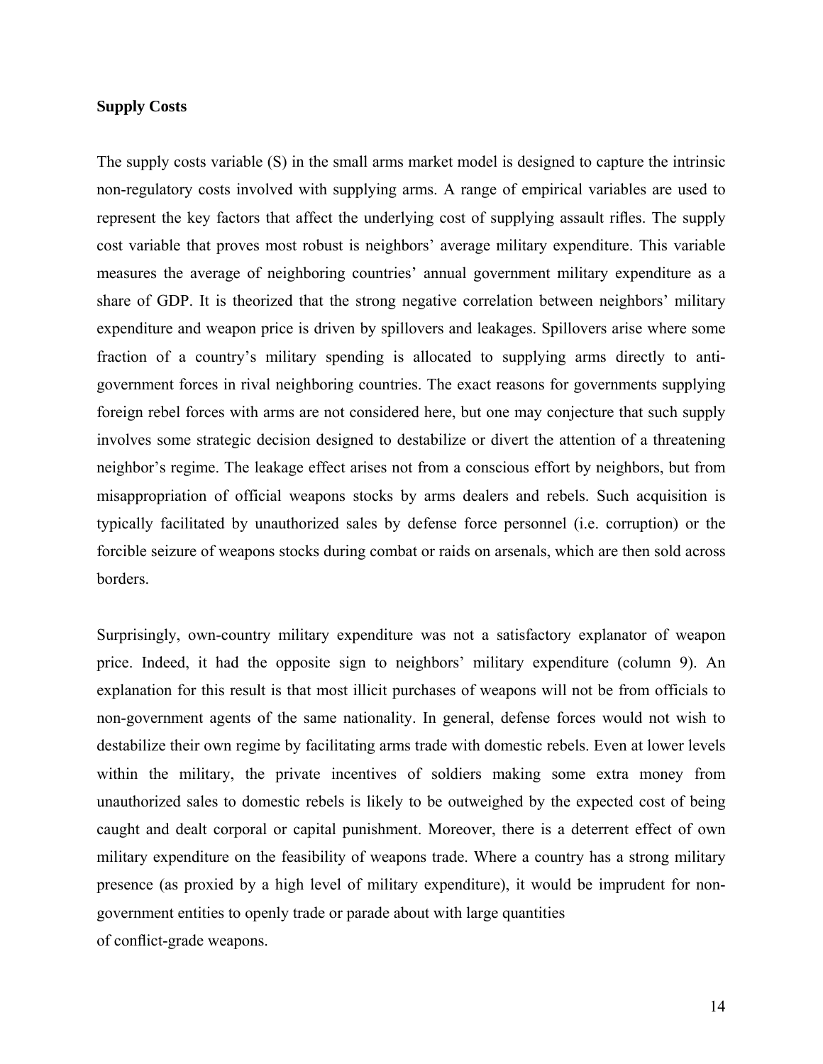**Supply Costs**

The supply costs variable (S) in the small arms market model is designed to capture the intrinsic non-regulatory costs involved with supplying arms. A range of empirical variables are used to represent the key factors that affect the underlying cost of supplying assault rifles. The supply cost variable that proves most robust is neighbors' average military expenditure. This variable measures the average of neighboring countries' annual government military expenditure as a share of GDP. It is theorized that the strong negative correlation between neighbors' military expenditure and weapon price is driven by spillovers and leakages. Spillovers arise where some fraction of a country's military spending is allocated to supplying arms directly to anti-government forces in rival neighboring countries. The exact reasons for governments supplying foreign rebel forces with arms are not considered here, but one may conjecture that such supply involves some strategic decision designed to destabilize or divert the attention of a threatening neighbor's regime. The leakage effect arises not from a conscious effort by neighbors, but from misappropriation of official weapons stocks by arms dealers and rebels. Such acquisition is typically facilitated by unauthorized sales by defense force personnel (i.e. corruption) or the forcible seizure of weapons stocks during combat or raids on arsenals, which are then sold across borders.

Surprisingly, own-country military expenditure was not a satisfactory explanator of weapon price. Indeed, it had the opposite sign to neighbors' military expenditure (column 9). An explanation for this result is that most illicit purchases of weapons will not be from officials to non-government agents of the same nationality. In general, defense forces would not wish to destabilize their own regime by facilitating arms trade with domestic rebels. Even at lower levels within the military, the private incentives of soldiers making some extra money from unauthorized sales to domestic rebels is likely to be outweighed by the expected cost of being caught and dealt corporal or capital punishment. Moreover, there is a deterrent effect of own military expenditure on the feasibility of weapons trade. Where a country has a strong military presence (as proxied by a high level of military expenditure), it would be imprudent for non-government entities to openly trade or parade about with large quantities of conflict-grade weapons.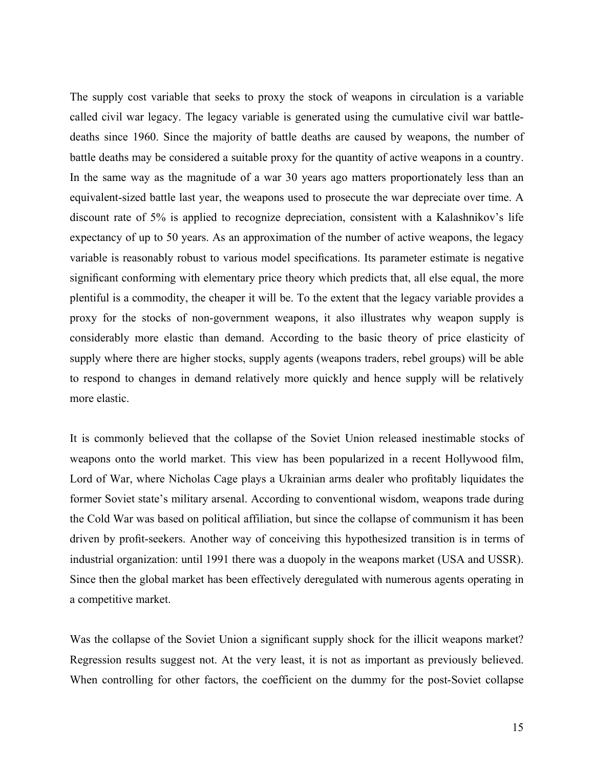The supply cost variable that seeks to proxy the stock of weapons in circulation is a variable called civil war legacy. The legacy variable is generated using the cumulative civil war battle-deaths since 1960. Since the majority of battle deaths are caused by weapons, the number of battle deaths may be considered a suitable proxy for the quantity of active weapons in a country. In the same way as the magnitude of a war 30 years ago matters proportionately less than an equivalent-sized battle last year, the weapons used to prosecute the war depreciate over time. A discount rate of 5% is applied to recognize depreciation, consistent with a Kalashnikov's life expectancy of up to 50 years. As an approximation of the number of active weapons, the legacy variable is reasonably robust to various model specifications. Its parameter estimate is negative significant conforming with elementary price theory which predicts that, all else equal, the more plentiful is a commodity, the cheaper it will be. To the extent that the legacy variable provides a proxy for the stocks of non-government weapons, it also illustrates why weapon supply is considerably more elastic than demand. According to the basic theory of price elasticity of supply where there are higher stocks, supply agents (weapons traders, rebel groups) will be able to respond to changes in demand relatively more quickly and hence supply will be relatively more elastic.

It is commonly believed that the collapse of the Soviet Union released inestimable stocks of weapons onto the world market. This view has been popularized in a recent Hollywood film, Lord of War, where Nicholas Cage plays a Ukrainian arms dealer who profitably liquidates the former Soviet state's military arsenal. According to conventional wisdom, weapons trade during the Cold War was based on political affiliation, but since the collapse of communism it has been driven by profit-seekers. Another way of conceiving this hypothesized transition is in terms of industrial organization: until 1991 there was a duopoly in the weapons market (USA and USSR). Since then the global market has been effectively deregulated with numerous agents operating in a competitive market.

Was the collapse of the Soviet Union a significant supply shock for the illicit weapons market? Regression results suggest not. At the very least, it is not as important as previously believed. When controlling for other factors, the coefficient on the dummy for the post-Soviet collapse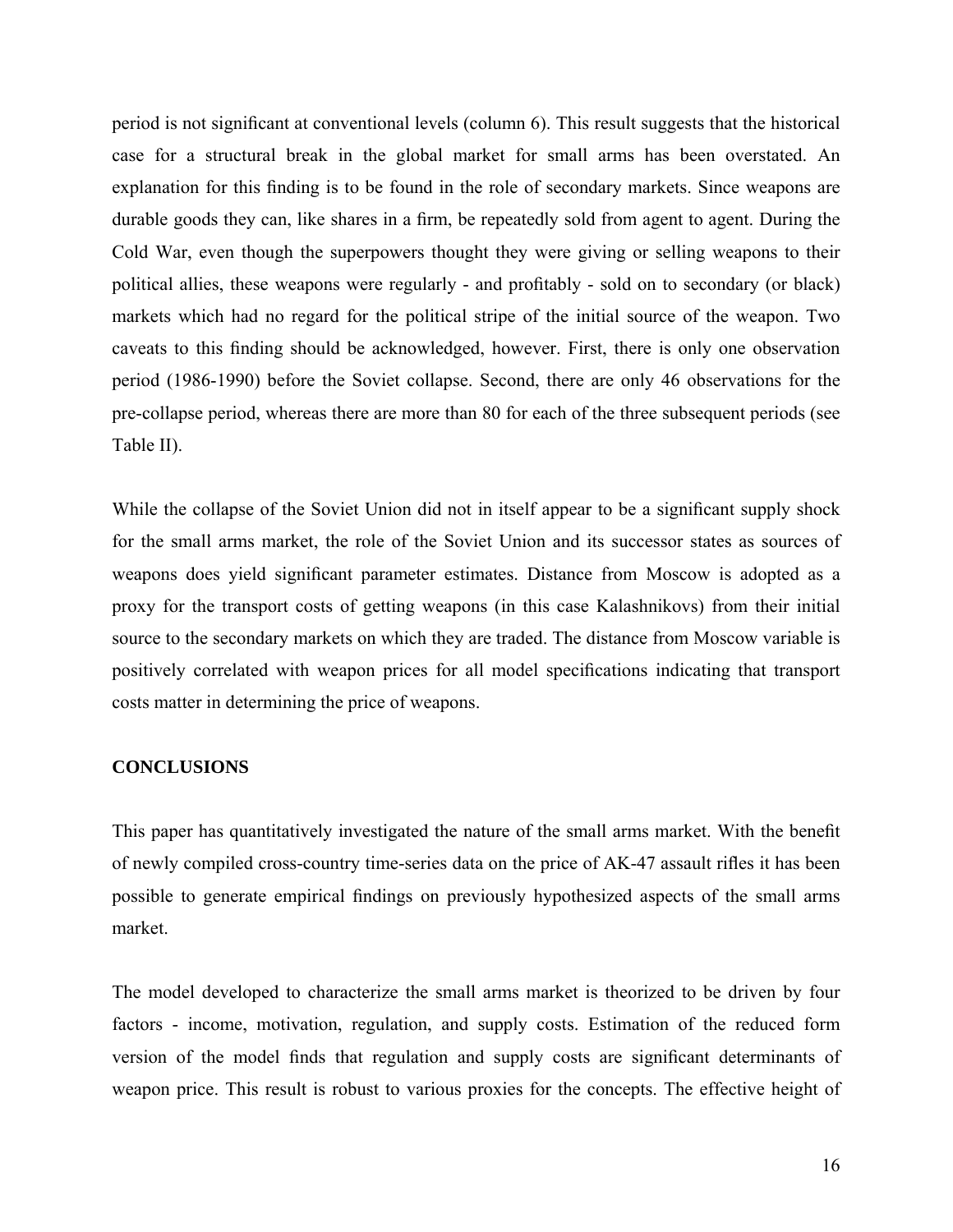period is not significant at conventional levels (column 6). This result suggests that the historical case for a structural break in the global market for small arms has been overstated. An explanation for this finding is to be found in the role of secondary markets. Since weapons are durable goods they can, like shares in a firm, be repeatedly sold from agent to agent. During the Cold War, even though the superpowers thought they were giving or selling weapons to their political allies, these weapons were regularly - and profitably - sold on to secondary (or black) markets which had no regard for the political stripe of the initial source of the weapon. Two caveats to this finding should be acknowledged, however. First, there is only one observation period (1986-1990) before the Soviet collapse. Second, there are only 46 observations for the pre-collapse period, whereas there are more than 80 for each of the three subsequent periods (see Table II).

While the collapse of the Soviet Union did not in itself appear to be a significant supply shock for the small arms market, the role of the Soviet Union and its successor states as sources of weapons does yield significant parameter estimates. Distance from Moscow is adopted as a proxy for the transport costs of getting weapons (in this case Kalashnikovs) from their initial source to the secondary markets on which they are traded. The distance from Moscow variable is positively correlated with weapon prices for all model specifications indicating that transport costs matter in determining the price of weapons.

## CONCLUSIONS

This paper has quantitatively investigated the nature of the small arms market. With the benefit of newly compiled cross-country time-series data on the price of AK-47 assault rifles it has been possible to generate empirical findings on previously hypothesized aspects of the small arms market.

The model developed to characterize the small arms market is theorized to be driven by four factors - income, motivation, regulation, and supply costs. Estimation of the reduced form version of the model finds that regulation and supply costs are significant determinants of weapon price. This result is robust to various proxies for the concepts. The effective height of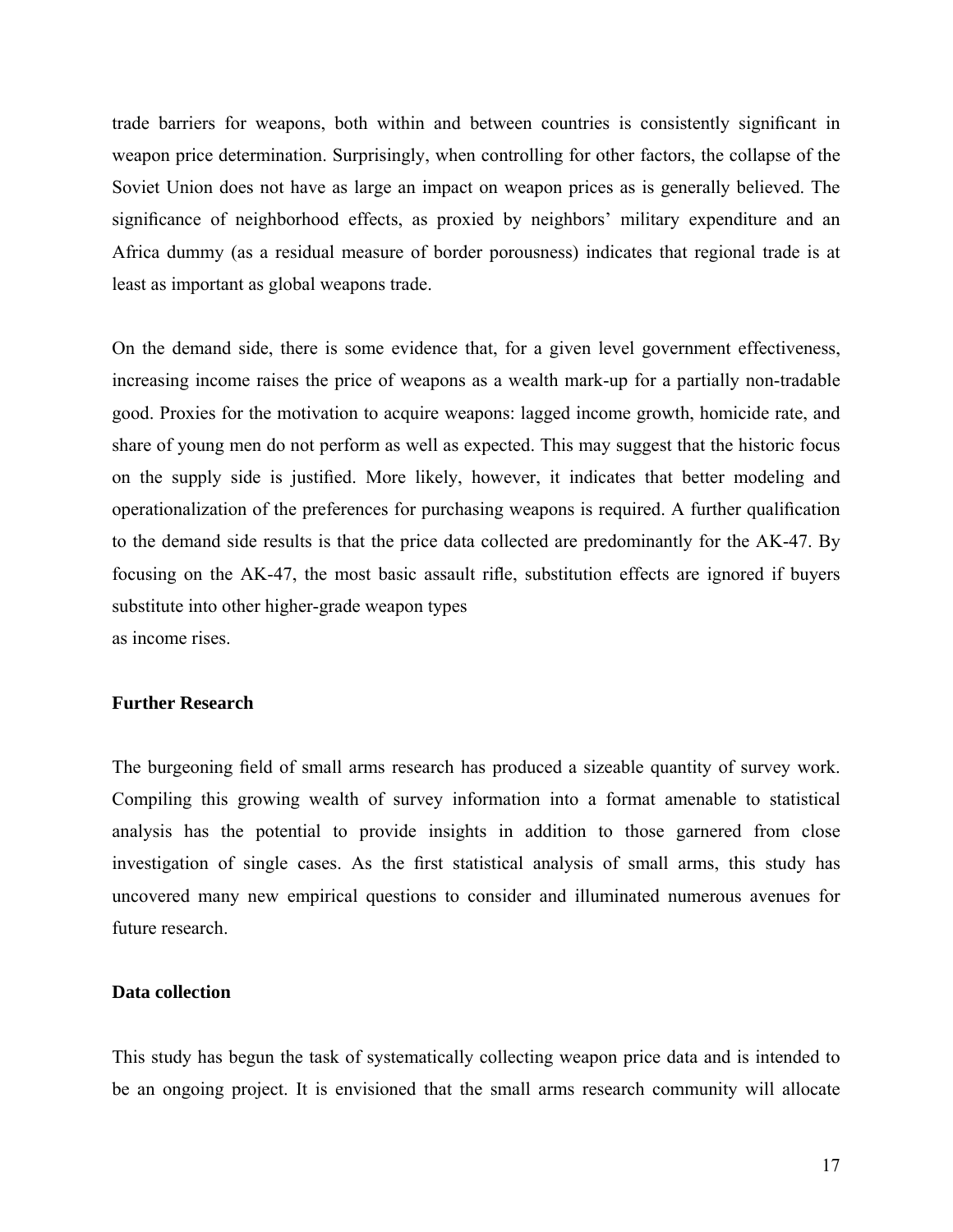trade barriers for weapons, both within and between countries is consistently significant in weapon price determination. Surprisingly, when controlling for other factors, the collapse of the Soviet Union does not have as large an impact on weapon prices as is generally believed. The significance of neighborhood effects, as proxied by neighbors' military expenditure and an Africa dummy (as a residual measure of border porousness) indicates that regional trade is at least as important as global weapons trade.

On the demand side, there is some evidence that, for a given level government effectiveness, increasing income raises the price of weapons as a wealth mark-up for a partially non-tradable good. Proxies for the motivation to acquire weapons: lagged income growth, homicide rate, and share of young men do not perform as well as expected. This may suggest that the historic focus on the supply side is justified. More likely, however, it indicates that better modeling and operationalization of the preferences for purchasing weapons is required. A further qualification to the demand side results is that the price data collected are predominantly for the AK-47. By focusing on the AK-47, the most basic assault rifle, substitution effects are ignored if buyers substitute into other higher-grade weapon types
as income rises.

### Further Research

The burgeoning field of small arms research has produced a sizeable quantity of survey work. Compiling this growing wealth of survey information into a format amenable to statistical analysis has the potential to provide insights in addition to those garnered from close investigation of single cases. As the first statistical analysis of small arms, this study has uncovered many new empirical questions to consider and illuminated numerous avenues for future research.

### Data collection

This study has begun the task of systematically collecting weapon price data and is intended to be an ongoing project. It is envisioned that the small arms research community will allocate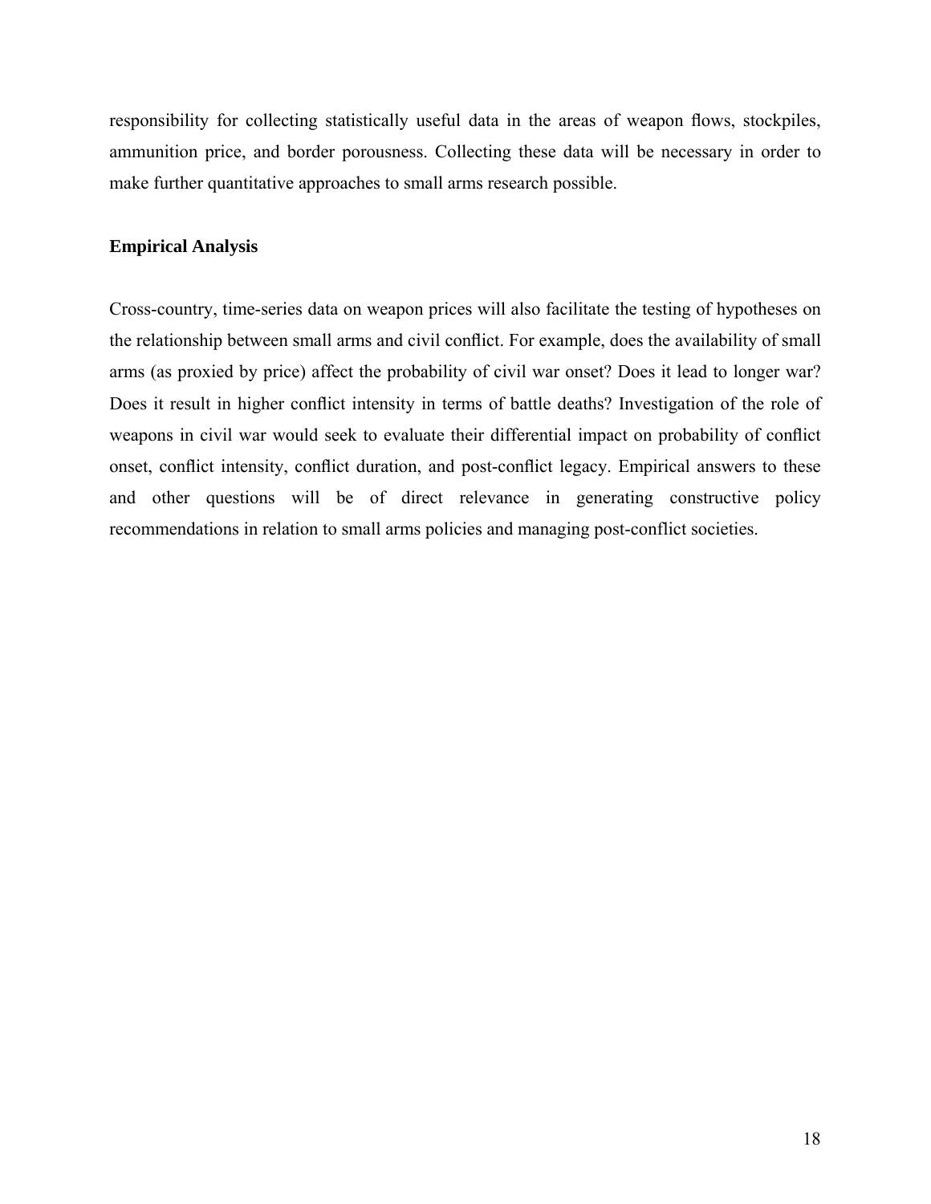responsibility for collecting statistically useful data in the areas of weapon flows, stockpiles, ammunition price, and border porousness. Collecting these data will be necessary in order to make further quantitative approaches to small arms research possible.

## Empirical Analysis

Cross-country, time-series data on weapon prices will also facilitate the testing of hypotheses on the relationship between small arms and civil conflict. For example, does the availability of small arms (as proxied by price) affect the probability of civil war onset? Does it lead to longer war? Does it result in higher conflict intensity in terms of battle deaths? Investigation of the role of weapons in civil war would seek to evaluate their differential impact on probability of conflict onset, conflict intensity, conflict duration, and post-conflict legacy. Empirical answers to these and other questions will be of direct relevance in generating constructive policy recommendations in relation to small arms policies and managing post-conflict societies.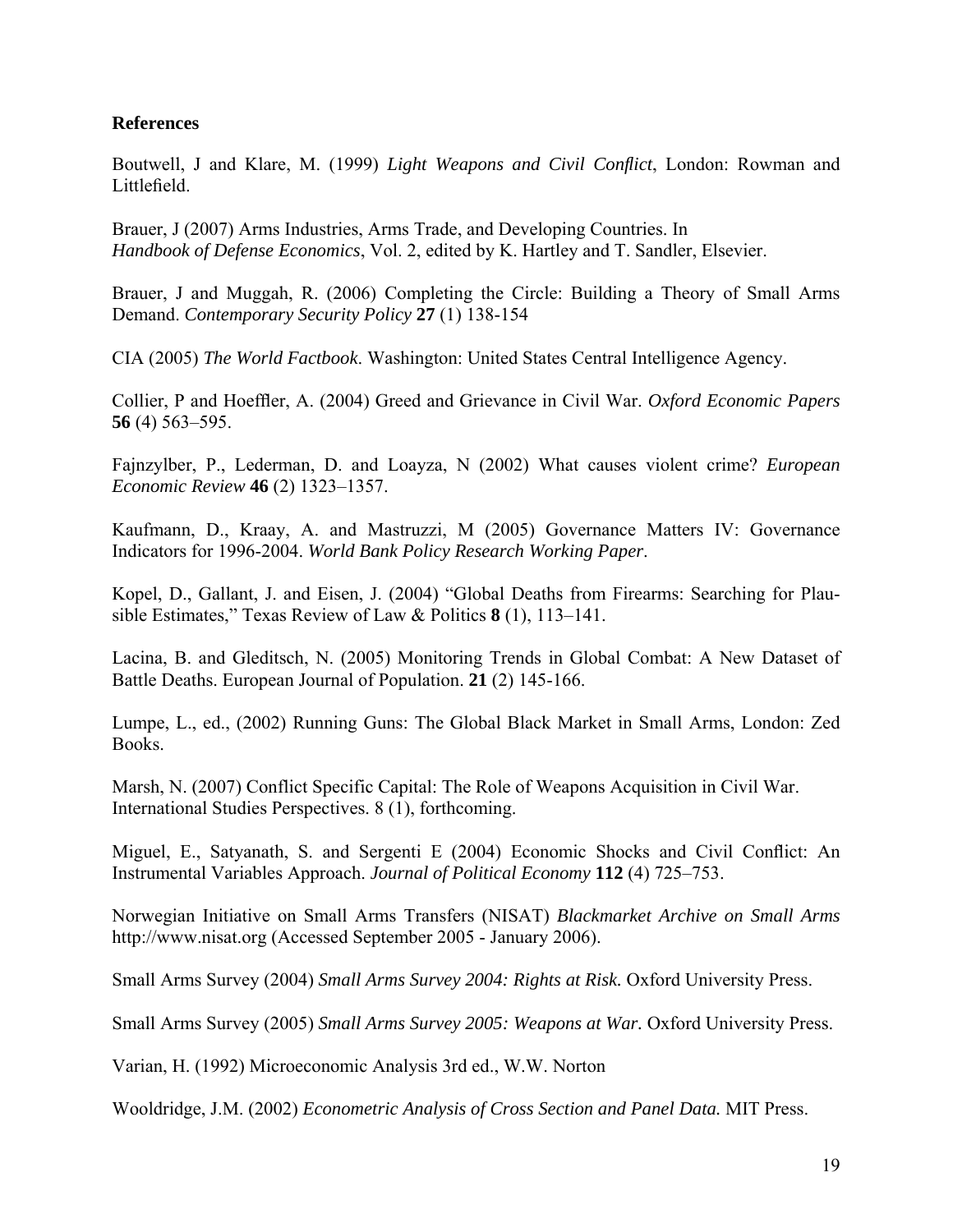**References**

Boutwell, J and Klare, M. (1999) *Light Weapons and Civil Conflict*, London: Rowman and Littlefield.

Brauer, J (2007) Arms Industries, Arms Trade, and Developing Countries. In *Handbook of Defense Economics*, Vol. 2, edited by K. Hartley and T. Sandler, Elsevier.

Brauer, J and Muggah, R. (2006) Completing the Circle: Building a Theory of Small Arms Demand. *Contemporary Security Policy* **27** (1) 138-154

CIA (2005) *The World Factbook*. Washington: United States Central Intelligence Agency.

Collier, P and Hoeffler, A. (2004) Greed and Grievance in Civil War. *Oxford Economic Papers* **56** (4) 563–595.

Fajnzylber, P., Lederman, D. and Loayza, N (2002) What causes violent crime? *European Economic Review* **46** (2) 1323–1357.

Kaufmann, D., Kraay, A. and Mastruzzi, M (2005) Governance Matters IV: Governance Indicators for 1996-2004. *World Bank Policy Research Working Paper*.

Kopel, D., Gallant, J. and Eisen, J. (2004) "Global Deaths from Firearms: Searching for Plausible Estimates," Texas Review of Law & Politics **8** (1), 113–141.

Lacina, B. and Gleditsch, N. (2005) Monitoring Trends in Global Combat: A New Dataset of Battle Deaths. European Journal of Population. **21** (2) 145-166.

Lumpe, L., ed., (2002) Running Guns: The Global Black Market in Small Arms, London: Zed Books.

Marsh, N. (2007) Conflict Specific Capital: The Role of Weapons Acquisition in Civil War. International Studies Perspectives. 8 (1), forthcoming.

Miguel, E., Satyanath, S. and Sergenti E (2004) Economic Shocks and Civil Conflict: An Instrumental Variables Approach. *Journal of Political Economy* **112** (4) 725–753.

Norwegian Initiative on Small Arms Transfers (NISAT) *Blackmarket Archive on Small Arms* http://www.nisat.org (Accessed September 2005 - January 2006).

Small Arms Survey (2004) *Small Arms Survey 2004: Rights at Risk.* Oxford University Press.

Small Arms Survey (2005) *Small Arms Survey 2005: Weapons at War.* Oxford University Press.

Varian, H. (1992) Microeconomic Analysis 3rd ed., W.W. Norton

Wooldridge, J.M. (2002) *Econometric Analysis of Cross Section and Panel Data.* MIT Press.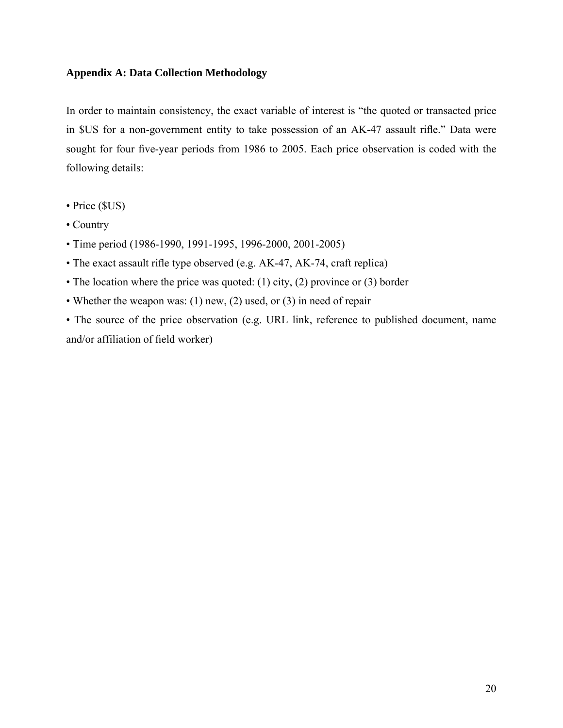**Appendix A: Data Collection Methodology**

In order to maintain consistency, the exact variable of interest is “the quoted or transacted price in $US for a non-government entity to take possession of an AK-47 assault rifle.” Data were sought for four five-year periods from 1986 to 2005. Each price observation is coded with the following details:

• Price ($US)

• Country

• Time period (1986-1990, 1991-1995, 1996-2000, 2001-2005)

• The exact assault rifle type observed (e.g. AK-47, AK-74, craft replica)

• The location where the price was quoted: (1) city, (2) province or (3) border

• Whether the weapon was: (1) new, (2) used, or (3) in need of repair

• The source of the price observation (e.g. URL link, reference to published document, name and/or affiliation of field worker)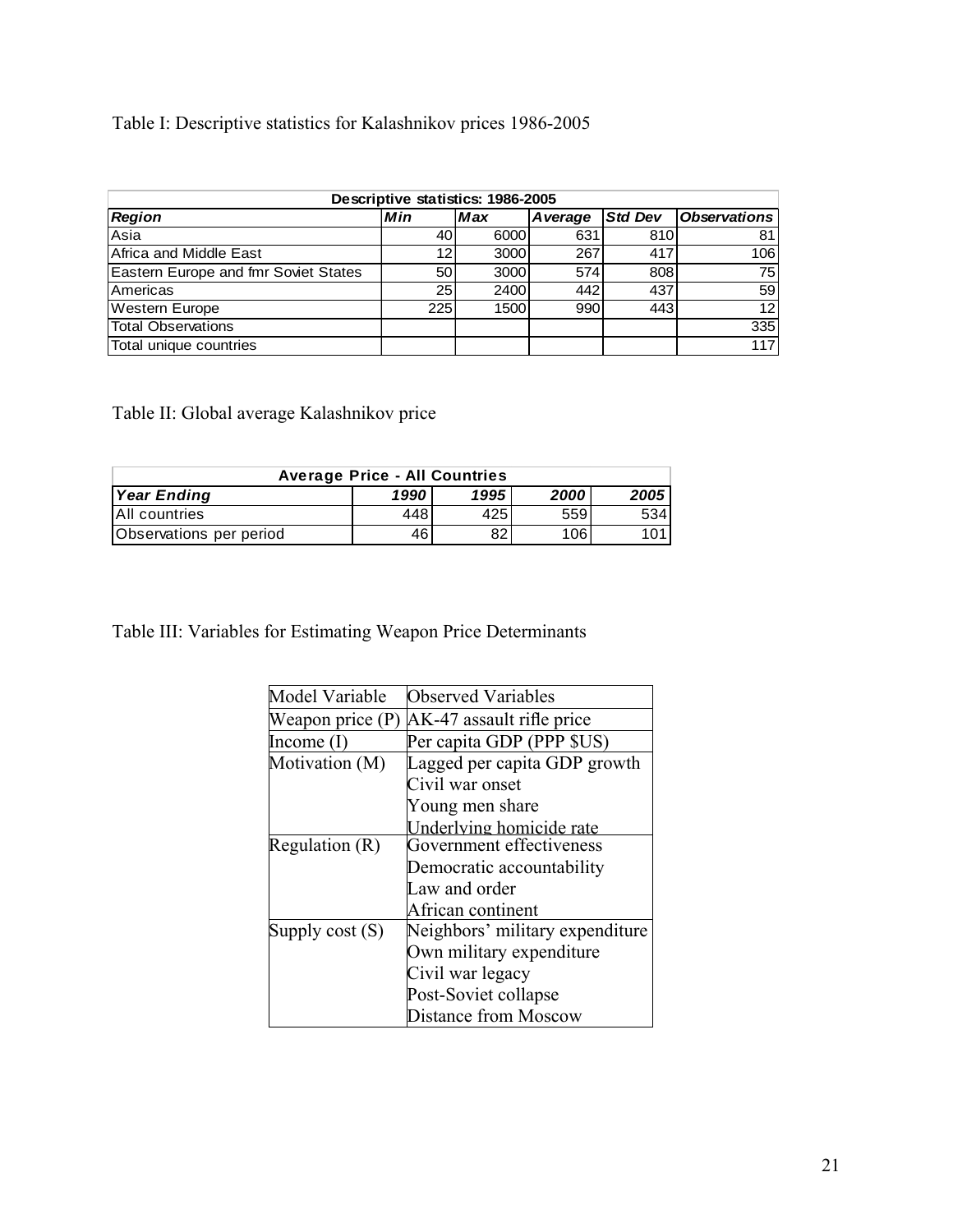Table I: Descriptive statistics for Kalashnikov prices 1986-2005

| Descriptive statistics: 1986-2005 | | | | | |
|---|---|---|---|---|---|
| ***Region*** | ***Min*** | ***Max*** | ***Average*** | ***Std Dev*** | ***Observations*** |
| Asia | 40 | 6000 | 631 | 810 | 81 |
| Africa and Middle East | 12 | 3000 | 267 | 417 | 106 |
| Eastern Europe and fmr Soviet States | 50 | 3000 | 574 | 808 | 75 |
| Americas | 25 | 2400 | 442 | 437 | 59 |
| Western Europe | 225 | 1500 | 990 | 443 | 12 |
| Total Observations | | | | | 335 |
| Total unique countries | | | | | 117 |

Table II: Global average Kalashnikov price

| Average Price - All Countries | | | | |
|---|---|---|---|---|
| ***Year Ending*** | ***1990*** | ***1995*** | ***2000*** | ***2005*** |
| All countries | 448 | 425 | 559 | 534 |
| Observations per period | 46 | 82 | 106 | 101 |

Table III: Variables for Estimating Weapon Price Determinants

| Model Variable | Observed Variables |
|---|---|
| Weapon price (P) | AK-47 assault rifle price |
| Income (I) | Per capita GDP (PPP $US) |
| Motivation (M) | Lagged per capita GDP growth<br>Civil war onset<br>Young men share<br>Underlying homicide rate |
| Regulation (R) | Government effectiveness<br>Democratic accountability<br>Law and order<br>African continent |
| Supply cost (S) | Neighbors' military expenditure<br>Own military expenditure<br>Civil war legacy<br>Post-Soviet collapse<br>Distance from Moscow |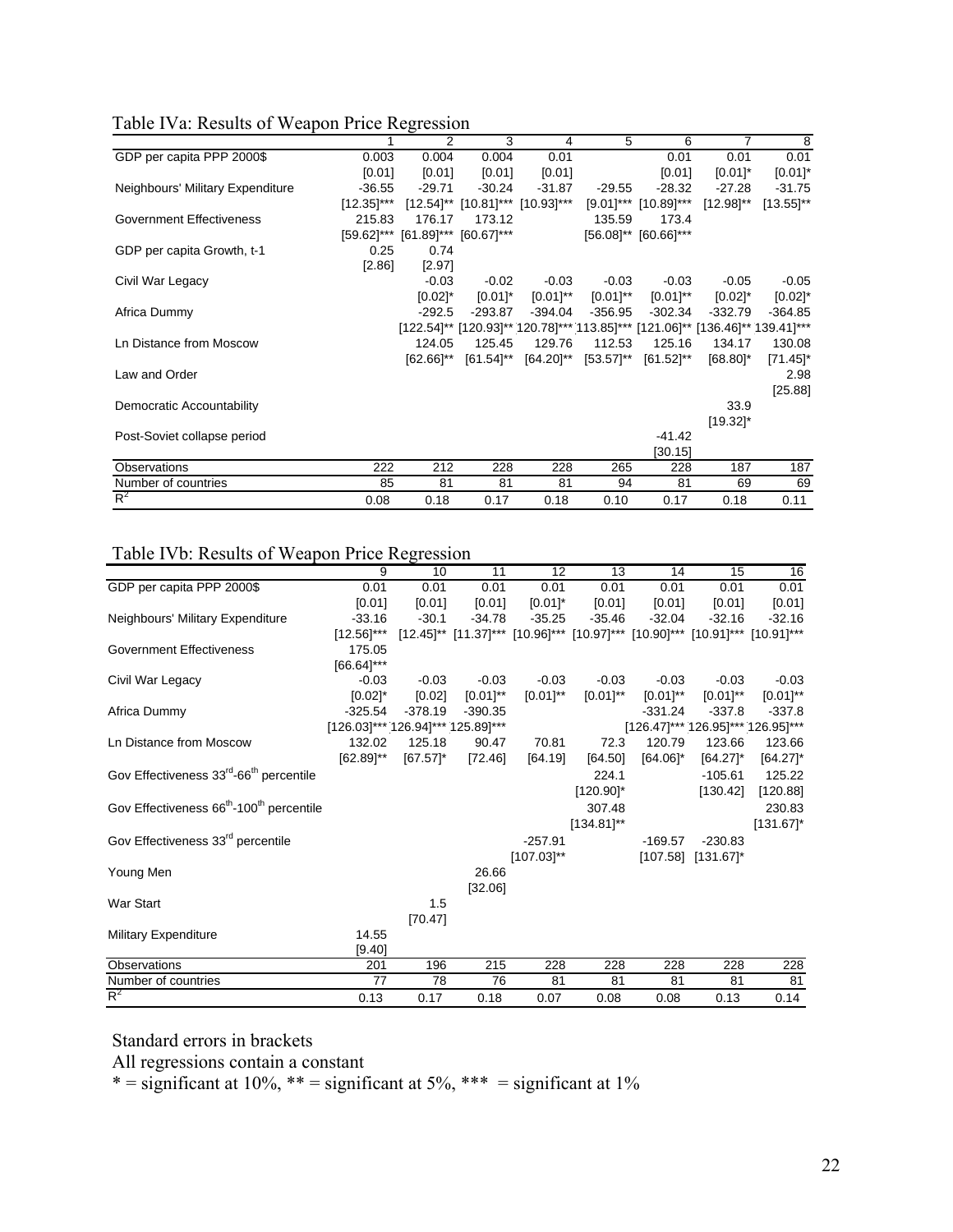Table IVa: Results of Weapon Price Regression

| | 1 | 2 | 3 | 4 | 5 | 6 | 7 | 8 |
|---|---|---|---|---|---|---|---|---|
| GDP per capita PPP 2000$ | 0.003 | 0.004 | 0.004 | 0.01 | | 0.01 | 0.01 | 0.01 |
| | [0.01] | [0.01] | [0.01] | [0.01] | | [0.01] | [0.01]* | [0.01]* |
| Neighbours' Military Expenditure | -36.55 | -29.71 | -30.24 | -31.87 | -29.55 | -28.32 | -27.28 | -31.75 |
| | [12.35]*** | [12.54]** | [10.81]*** | [10.93]*** | [9.01]*** | [10.89]*** | [12.98]** | [13.55]** |
| Government Effectiveness | 215.83 | 176.17 | 173.12 | | 135.59 | 173.4 | | |
| | [59.62]*** | [61.89]*** | [60.67]*** | | [56.08]** | [60.66]*** | | |
| GDP per capita Growth, t-1 | 0.25 | 0.74 | | | | | | |
| | [2.86] | [2.97] | | | | | | |
| Civil War Legacy | | -0.03 | -0.02 | -0.03 | -0.03 | -0.03 | -0.05 | -0.05 |
| | | [0.02]* | [0.01]* | [0.01]** | [0.01]** | [0.01]** | [0.02]* | [0.02]* |
| Africa Dummy | | -292.5 | -293.87 | -394.04 | -356.95 | -302.34 | -332.79 | -364.85 |
| | | [122.54]** | [120.93]** | [120.78]*** | [113.85]*** | [121.06]** | [136.46]** | [139.41]*** |
| Ln Distance from Moscow | | 124.05 | 125.45 | 129.76 | 112.53 | 125.16 | 134.17 | 130.08 |
| | | [62.66]** | [61.54]** | [64.20]** | [53.57]** | [61.52]** | [68.80]* | [71.45]* |
| Law and Order | | | | | | | | 2.98 |
| | | | | | | | | [25.88] |
| Democratic Accountability | | | | | | | 33.9 | |
| | | | | | | | [19.32]* | |
| Post-Soviet collapse period | | | | | | -41.42 | | |
| | | | | | | [30.15] | | |
| Observations | 222 | 212 | 228 | 228 | 265 | 228 | 187 | 187 |
| Number of countries | 85 | 81 | 81 | 81 | 94 | 81 | 69 | 69 |
| $R^2$ | 0.08 | 0.18 | 0.17 | 0.18 | 0.10 | 0.17 | 0.18 | 0.11 |

Table IVb: Results of Weapon Price Regression

| | 9 | 10 | 11 | 12 | 13 | 14 | 15 | 16 |
|---|---|---|---|---|---|---|---|---|
| GDP per capita PPP 2000$ | 0.01 | 0.01 | 0.01 | 0.01 | 0.01 | 0.01 | 0.01 | 0.01 |
| | [0.01] | [0.01] | [0.01] | [0.01] | [0.01] | [0.01] | [0.01] | [0.01] |
| Neighbours' Military Expenditure | -33.16 | -30.1 | -34.78 | -35.25 | -35.46 | -32.04 | -32.16 | -32.16 |
| | [12.56]*** | [12.45]** | [11.37]*** | [10.96]*** | [10.97]*** | [10.90]*** | [10.91]*** | [10.91]*** |
| Government Effectiveness | 175.05 | | | | | | | |
| | [66.64]*** | | | | | | | |
| Civil War Legacy | -0.03 | -0.03 | -0.03 | -0.03 | -0.03 | -0.03 | -0.03 | -0.03 |
| | [0.02]* | [0.02] | [0.01]** | [0.01]** | [0.01]** | [0.01]** | [0.01]** | [0.01]** |
| Africa Dummy | -325.54 | -378.19 | -390.35 | | | -331.24 | -337.8 | -337.8 |
| | [126.03]*** | [126.94]*** | [125.89]*** | | | [126.47]*** | [126.95]*** | [126.95]*** |
| Ln Distance from Moscow | 132.02 | 125.18 | 90.47 | 70.81 | 72.3 | 120.79 | 123.66 | 123.66 |
| | [62.89]** | [67.57]* | [72.46] | [64.19] | [64.50] | [64.06]* | [64.27]* | [64.27]* |
| Gov Effectiveness 33rd-66th percentile | | | | | 224.1 | | -105.61 | 125.22 |
| | | | | | [120.90]* | | [130.42] | [120.88] |
| Gov Effectiveness 66th-100th percentile | | | | | 307.48 | | | 230.83 |
| | | | | | [134.81]** | | | [131.67]* |
| Gov Effectiveness 33rd percentile | | | | -257.91 | | -169.57 | -230.83 | |
| | | | | [107.03]** | | [107.58] | [131.67]* | |
| Young Men | | | 26.66 | | | | | |
| | | | [32.06] | | | | | |
| War Start | | 1.5 | | | | | | |
| | | [70.47] | | | | | | |
| Military Expenditure | 14.55 | | | | | | | |
| | [9.40] | | | | | | | |
| Observations | 201 | 196 | 215 | 228 | 228 | 228 | 228 | 228 |
| Number of countries | 77 | 78 | 76 | 81 | 81 | 81 | 81 | 81 |
| $R^2$ | 0.13 | 0.17 | 0.18 | 0.07 | 0.08 | 0.08 | 0.13 | 0.14 |

Standard errors in brackets

All regressions contain a constant

* = significant at 10%, ** = significant at 5%, *** = significant at 1%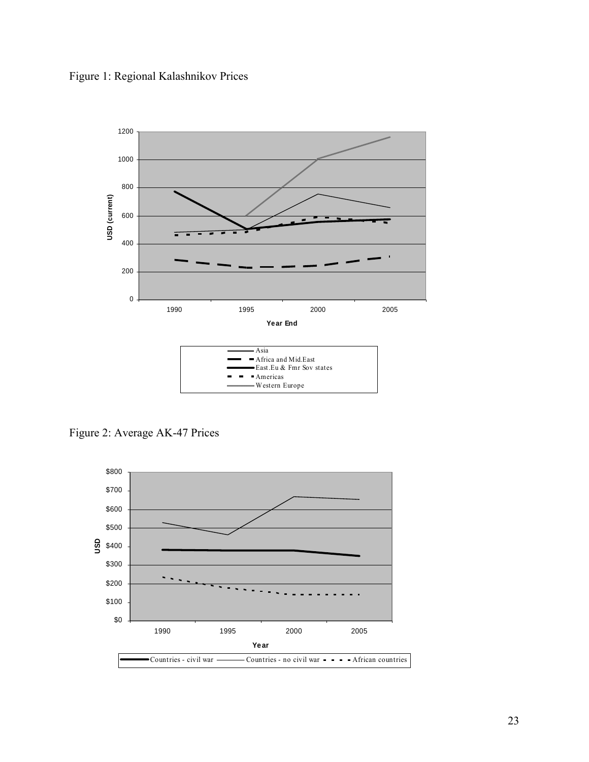Figure 1: Regional Kalashnikov Prices

1200
1000
800
600
400
200
0

USD (current)

1990
1995
2000
2005

Year End

Asia
Africa and Mid.East
East.Eu & Fmr Sov states
Americas
Western Europe

Figure 2: Average AK-47 Prices

$800
$700
$600
$500
$400
$300
$200
$100
$0

USD

1990
1995
2000
2005

Year

Countries - civil war
Countries - no civil war
African countries